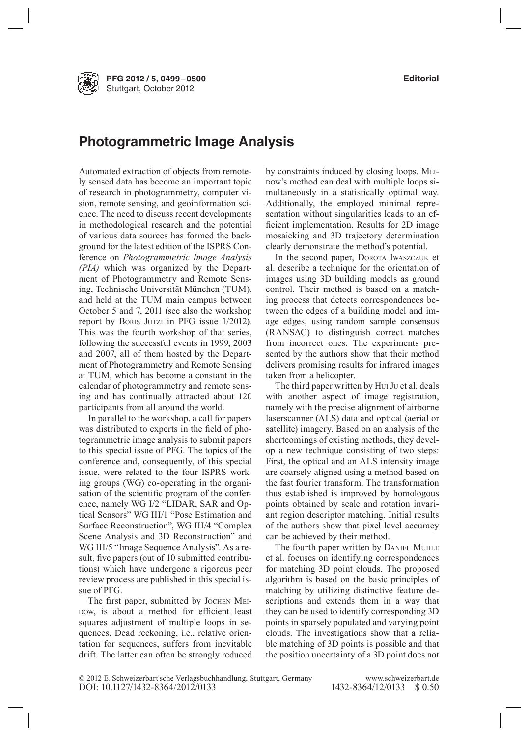# Photogrammetric Image Analysis

Automated extraction of objects from remotely sensed data has become an important topic of research in photogrammetry, computer vision, remote sensing, and geoinformation science. The need to discuss recent developments in methodological research and the potential of various data sources has formed the background for the latest edition of the ISPRS Conference on *Photogrammetric Image Analysis (PIA)* which was organized by the Department of Photogrammetry and Remote Sensing, Technische Universität München (TUM), and held at the TUM main campus between October 5 and 7, 2011 (see also the workshop report by Boris Jutzi in PFG issue 1/2012). This was the fourth workshop of that series, following the successful events in 1999, 2003 and 2007, all of them hosted by the Department of Photogrammetry and Remote Sensing at TUM, which has become a constant in the calendar of photogrammetry and remote sensing and has continually attracted about 120 participants from all around the world.

In parallel to the workshop, a call for papers was distributed to experts in the field of photogrammetric image analysis to submit papers to this special issue of PFG. The topics of the conference and, consequently, of this special issue, were related to the four ISPRS working groups (WG) co-operating in the organisation of the scientific program of the conference, namely WG I/2 "LIDAR, SAR and Optical Sensors" WG III/1 "Pose Estimation and Surface Reconstruction", WG III/4 "Complex Scene Analysis and 3D Reconstruction" and WG III/5 "Image Sequence Analysis". As a result, five papers (out of 10 submitted contributions) which have undergone a rigorous peer review process are published in this special issue of PFG.

The first paper, submitted by Jochen Meidow, is about a method for efficient least squares adjustment of multiple loops in sequences. Dead reckoning, i.e., relative orientation for sequences, suffers from inevitable drift. The latter can often be strongly reduced by constraints induced by closing loops. Meidow's method can deal with multiple loops simultaneously in a statistically optimal way. Additionally, the employed minimal representation without singularities leads to an efficient implementation. Results for 2D image mosaicking and 3D trajectory determination clearly demonstrate the method's potential.

In the second paper, Dorota Iwaszczuk et al. describe a technique for the orientation of images using 3D building models as ground control. Their method is based on a matching process that detects correspondences between the edges of a building model and image edges, using random sample consensus (RANSAC) to distinguish correct matches from incorrect ones. The experiments presented by the authors show that their method delivers promising results for infrared images taken from a helicopter.

The third paper written by Hui Ju et al. deals with another aspect of image registration, namely with the precise alignment of airborne laserscanner (ALS) data and optical (aerial or satellite) imagery. Based on an analysis of the shortcomings of existing methods, they develop a new technique consisting of two steps: First, the optical and an ALS intensity image are coarsely aligned using a method based on the fast fourier transform. The transformation thus established is improved by homologous points obtained by scale and rotation invariant region descriptor matching. Initial results of the authors show that pixel level accuracy can be achieved by their method.

The fourth paper written by Daniel Muhle et al. focuses on identifying correspondences for matching 3D point clouds. The proposed algorithm is based on the basic principles of matching by utilizing distinctive feature descriptions and extends them in a way that they can be used to identify corresponding 3D points in sparsely populated and varying point clouds. The investigations show that a reliable matching of 3D points is possible and that the position uncertainty of a 3D point does not

© 2012 E. Schweizerbart'sche Verlagsbuchhandlung, Stuttgart, Germany www.schweizerbart.de
DOI: 10.1127/1432-8364/2012/0133 1432-8364/12/0133 $ 0.50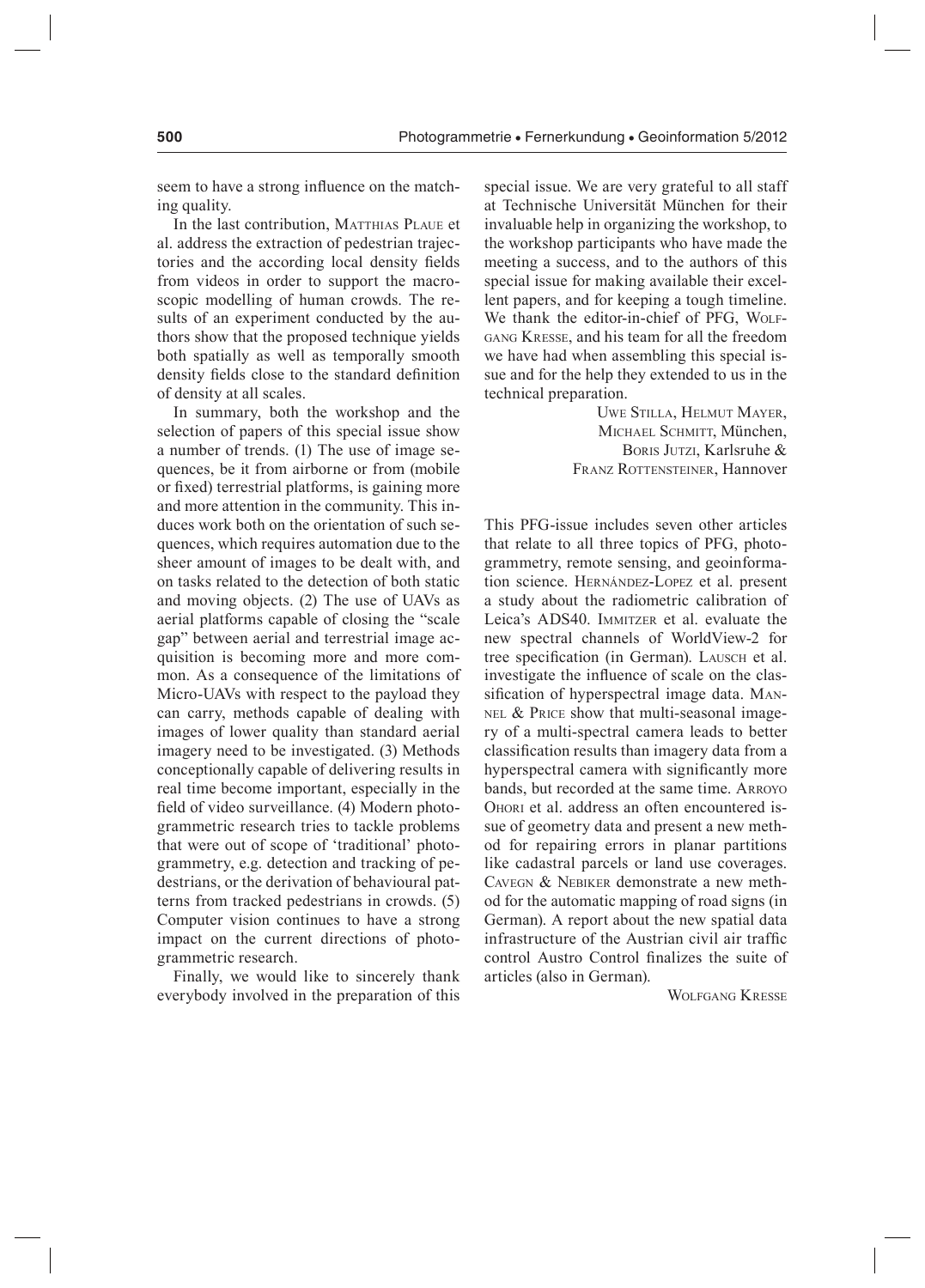seem to have a strong influence on the matching quality.

In the last contribution, Matthias Plaue et al. address the extraction of pedestrian trajectories and the according local density fields from videos in order to support the macroscopic modelling of human crowds. The results of an experiment conducted by the authors show that the proposed technique yields both spatially as well as temporally smooth density fields close to the standard definition of density at all scales.

In summary, both the workshop and the selection of papers of this special issue show a number of trends. (1) The use of image sequences, be it from airborne or from (mobile or fixed) terrestrial platforms, is gaining more and more attention in the community. This induces work both on the orientation of such sequences, which requires automation due to the sheer amount of images to be dealt with, and on tasks related to the detection of both static and moving objects. (2) The use of UAVs as aerial platforms capable of closing the "scale gap" between aerial and terrestrial image acquisition is becoming more and more common. As a consequence of the limitations of Micro-UAVs with respect to the payload they can carry, methods capable of dealing with images of lower quality than standard aerial imagery need to be investigated. (3) Methods conceptionally capable of delivering results in real time become important, especially in the field of video surveillance. (4) Modern photogrammetric research tries to tackle problems that were out of scope of 'traditional' photogrammetry, e.g. detection and tracking of pedestrians, or the derivation of behavioural patterns from tracked pedestrians in crowds. (5) Computer vision continues to have a strong impact on the current directions of photogrammetric research.

Finally, we would like to sincerely thank everybody involved in the preparation of this special issue. We are very grateful to all staff at Technische Universität München for their invaluable help in organizing the workshop, to the workshop participants who have made the meeting a success, and to the authors of this special issue for making available their excellent papers, and for keeping a tough timeline. We thank the editor-in-chief of PFG, Wolfgang Kresse, and his team for all the freedom we have had when assembling this special issue and for the help they extended to us in the technical preparation.

Uwe Stilla, Helmut Mayer,
Michael Schmitt, München,
Boris Jutzi, Karlsruhe &
Franz Rottensteiner, Hannover

This PFG-issue includes seven other articles that relate to all three topics of PFG, photogrammetry, remote sensing, and geoinformation science. Hernández-Lopez et al. present a study about the radiometric calibration of Leica's ADS40. Immitzer et al. evaluate the new spectral channels of WorldView-2 for tree specification (in German). Lausch et al. investigate the influence of scale on the classification of hyperspectral image data. Mannel & Price show that multi-seasonal imagery of a multi-spectral camera leads to better classification results than imagery data from a hyperspectral camera with significantly more bands, but recorded at the same time. Arroyo Ohori et al. address an often encountered issue of geometry data and present a new method for repairing errors in planar partitions like cadastral parcels or land use coverages. Cavegn & Nebiker demonstrate a new method for the automatic mapping of road signs (in German). A report about the new spatial data infrastructure of the Austrian civil air traffic control Austro Control finalizes the suite of articles (also in German).

Wolfgang Kresse